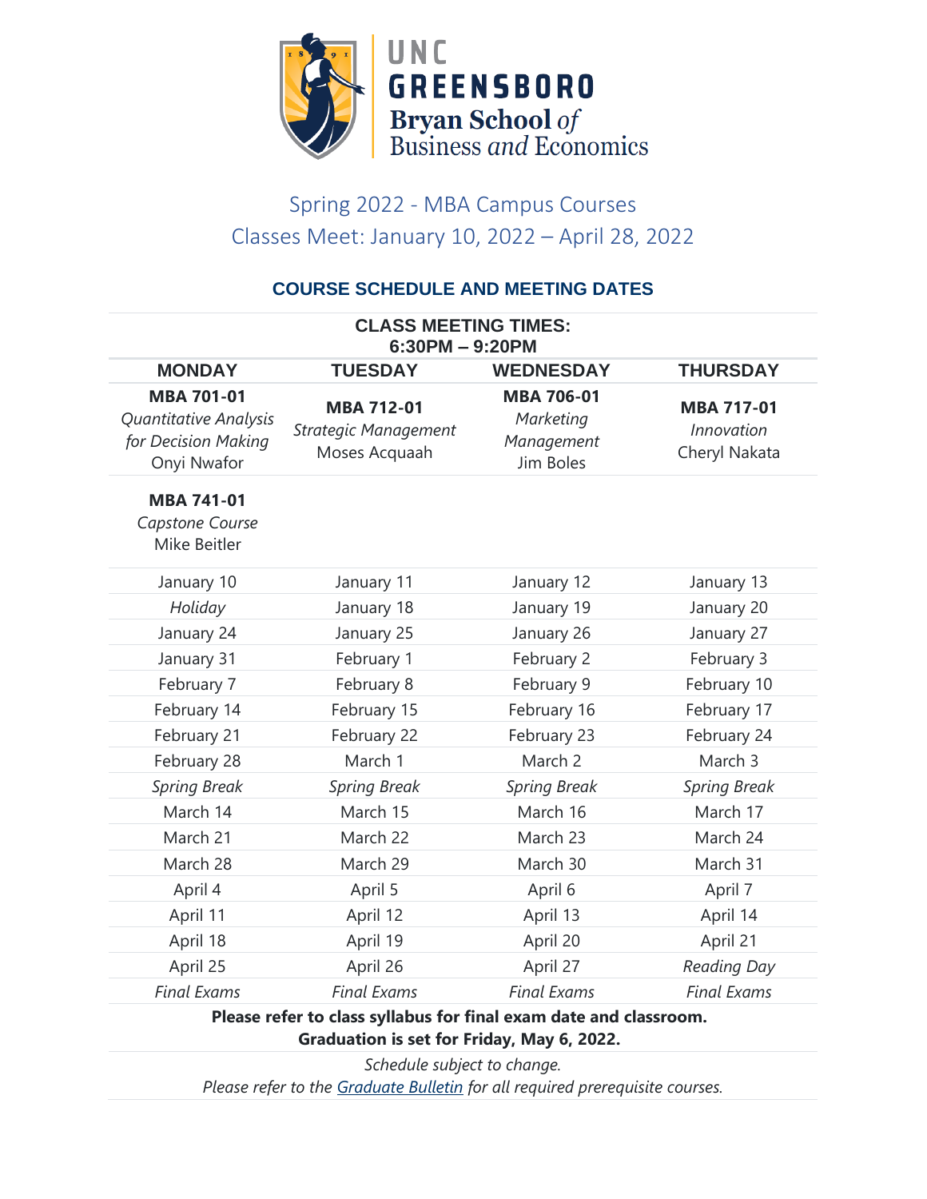UNC GREENSBORO
Bryan School *of* Business *and* Economics

## Spring 2022 - MBA Campus Courses
## Classes Meet: January 10, 2022 – April 28, 2022

### COURSE SCHEDULE AND MEETING DATES

**CLASS MEETING TIMES:**
**6:30PM – 9:20PM**

| MONDAY | TUESDAY | WEDNESDAY | THURSDAY |
|---|---|---|---|
| **MBA 701-01** *Quantitative Analysis for Decision Making* Onyi Nwafor | **MBA 712-01** *Strategic Management* Moses Acquaah | **MBA 706-01** *Marketing Management* Jim Boles | **MBA 717-01** *Innovation* Cheryl Nakata |
| **MBA 741-01** *Capstone Course* Mike Beitler | | | |
| January 10 | January 11 | January 12 | January 13 |
| *Holiday* | January 18 | January 19 | January 20 |
| January 24 | January 25 | January 26 | January 27 |
| January 31 | February 1 | February 2 | February 3 |
| February 7 | February 8 | February 9 | February 10 |
| February 14 | February 15 | February 16 | February 17 |
| February 21 | February 22 | February 23 | February 24 |
| February 28 | March 1 | March 2 | March 3 |
| *Spring Break* | *Spring Break* | *Spring Break* | *Spring Break* |
| March 14 | March 15 | March 16 | March 17 |
| March 21 | March 22 | March 23 | March 24 |
| March 28 | March 29 | March 30 | March 31 |
| April 4 | April 5 | April 6 | April 7 |
| April 11 | April 12 | April 13 | April 14 |
| April 18 | April 19 | April 20 | April 21 |
| April 25 | April 26 | April 27 | *Reading Day* |
| *Final Exams* | *Final Exams* | *Final Exams* | *Final Exams* |

**Please refer to class syllabus for final exam date and classroom.**
**Graduation is set for Friday, May 6, 2022.**

*Schedule subject to change.*
*Please refer to the Graduate Bulletin for all required prerequisite courses.*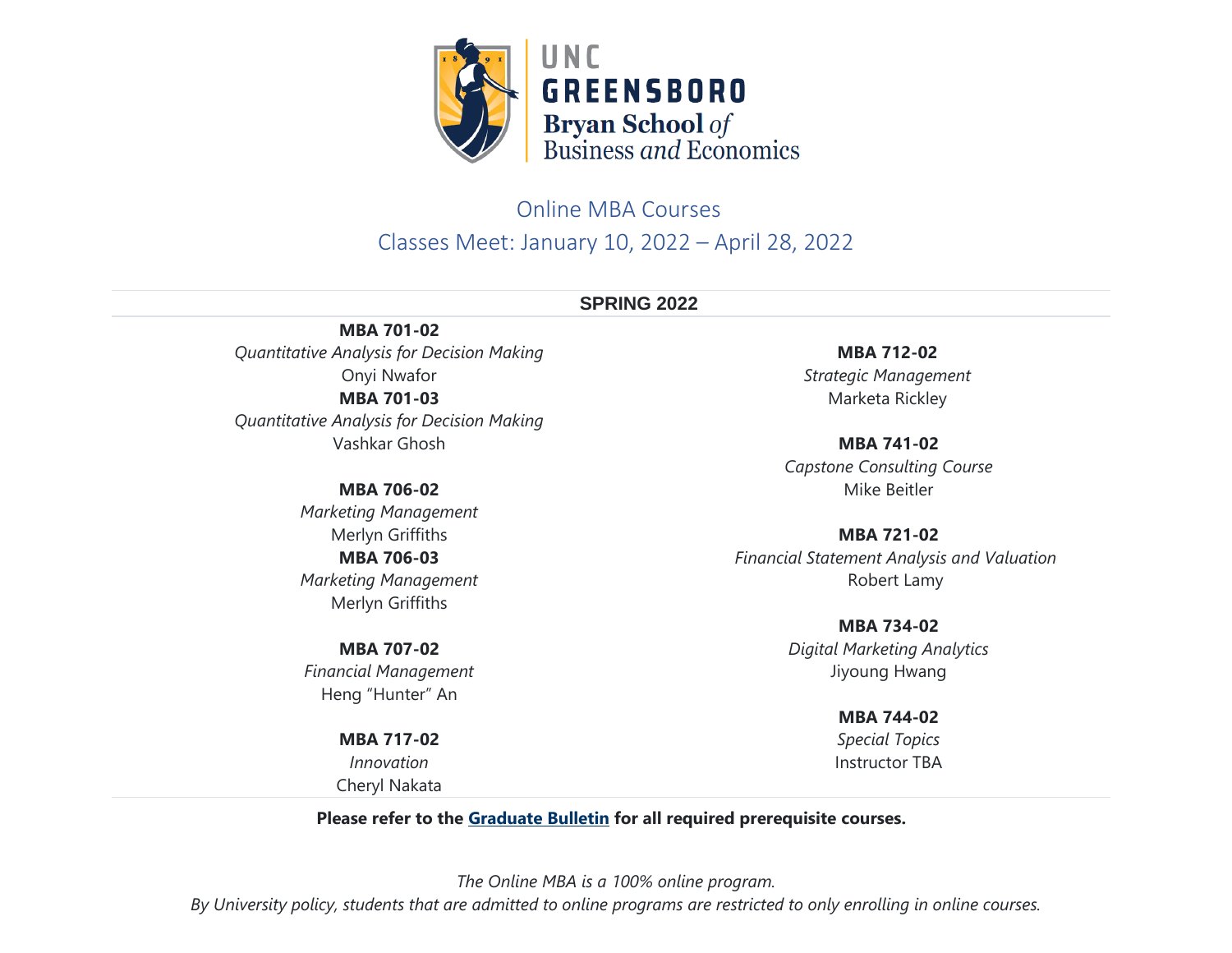UNC GREENSBORO
Bryan School *of* Business *and* Economics

## Online MBA Courses

## Classes Meet: January 10, 2022 – April 28, 2022

### SPRING 2022

**MBA 701-02**
*Quantitative Analysis for Decision Making*
Onyi Nwafor

**MBA 701-03**
*Quantitative Analysis for Decision Making*
Vashkar Ghosh

**MBA 706-02**
*Marketing Management*
Merlyn Griffiths

**MBA 706-03**
*Marketing Management*
Merlyn Griffiths

**MBA 707-02**
*Financial Management*
Heng "Hunter" An

**MBA 717-02**
*Innovation*
Cheryl Nakata

**MBA 712-02**
*Strategic Management*
Marketa Rickley

**MBA 741-02**
*Capstone Consulting Course*
Mike Beitler

**MBA 721-02**
*Financial Statement Analysis and Valuation*
Robert Lamy

**MBA 734-02**
*Digital Marketing Analytics*
Jiyoung Hwang

**MBA 744-02**
*Special Topics*
Instructor TBA

**Please refer to the Graduate Bulletin for all required prerequisite courses.**

*The Online MBA is a 100% online program.*
*By University policy, students that are admitted to online programs are restricted to only enrolling in online courses.*